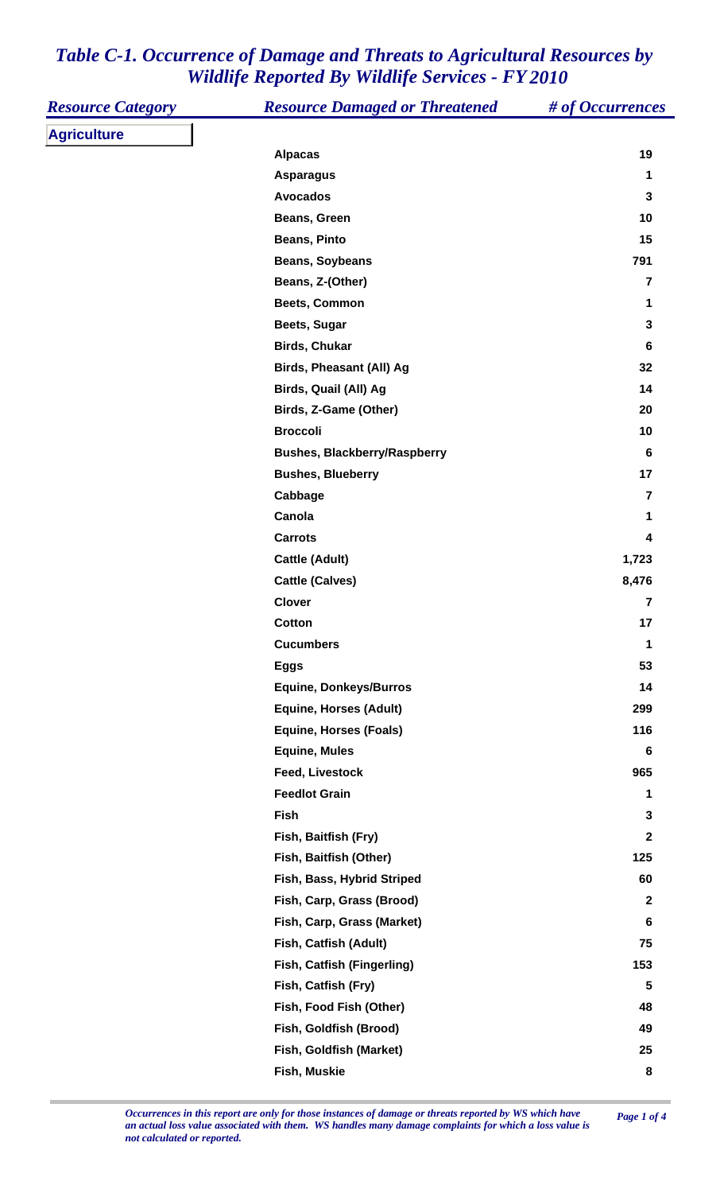# Table C-1. Occurrence of Damage and Threats to Agricultural Resources by Wildlife Reported By Wildlife Services - FY 2010

| Resource Category | Resource Damaged or Threatened | # of Occurrences |
|---|---|---|
| **Agriculture** | | |
| | Alpacas | 19 |
| | Asparagus | 1 |
| | Avocados | 3 |
| | Beans, Green | 10 |
| | Beans, Pinto | 15 |
| | Beans, Soybeans | 791 |
| | Beans, Z-(Other) | 7 |
| | Beets, Common | 1 |
| | Beets, Sugar | 3 |
| | Birds, Chukar | 6 |
| | Birds, Pheasant (All) Ag | 32 |
| | Birds, Quail (All) Ag | 14 |
| | Birds, Z-Game (Other) | 20 |
| | Broccoli | 10 |
| | Bushes, Blackberry/Raspberry | 6 |
| | Bushes, Blueberry | 17 |
| | Cabbage | 7 |
| | Canola | 1 |
| | Carrots | 4 |
| | Cattle (Adult) | 1,723 |
| | Cattle (Calves) | 8,476 |
| | Clover | 7 |
| | Cotton | 17 |
| | Cucumbers | 1 |
| | Eggs | 53 |
| | Equine, Donkeys/Burros | 14 |
| | Equine, Horses (Adult) | 299 |
| | Equine, Horses (Foals) | 116 |
| | Equine, Mules | 6 |
| | Feed, Livestock | 965 |
| | Feedlot Grain | 1 |
| | Fish | 3 |
| | Fish, Baitfish (Fry) | 2 |
| | Fish, Baitfish (Other) | 125 |
| | Fish, Bass, Hybrid Striped | 60 |
| | Fish, Carp, Grass (Brood) | 2 |
| | Fish, Carp, Grass (Market) | 6 |
| | Fish, Catfish (Adult) | 75 |
| | Fish, Catfish (Fingerling) | 153 |
| | Fish, Catfish (Fry) | 5 |
| | Fish, Food Fish (Other) | 48 |
| | Fish, Goldfish (Brood) | 49 |
| | Fish, Goldfish (Market) | 25 |
| | Fish, Muskie | 8 |

*Occurrences in this report are only for those instances of damage or threats reported by WS which have an actual loss value associated with them. WS handles many damage complaints for which a loss value is not calculated or reported.*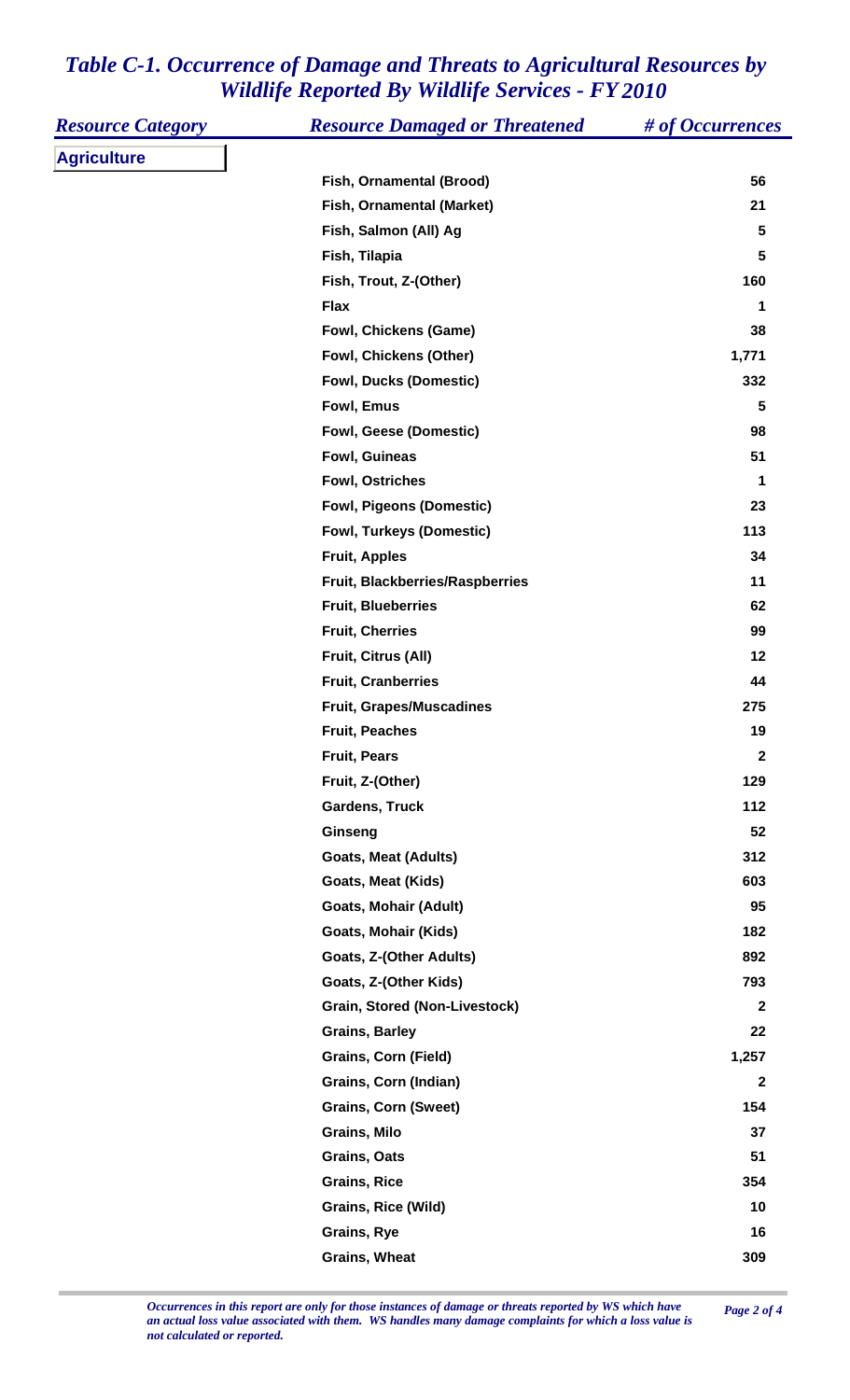# *Table C-1. Occurrence of Damage and Threats to Agricultural Resources by Wildlife Reported By Wildlife Services - FY 2010*

| *Resource Category* | *Resource Damaged or Threatened* | *# of Occurrences* |
|---|---|---|
| **Agriculture** | | |
| | **Fish, Ornamental (Brood)** | **56** |
| | **Fish, Ornamental (Market)** | **21** |
| | **Fish, Salmon (All) Ag** | **5** |
| | **Fish, Tilapia** | **5** |
| | **Fish, Trout, Z-(Other)** | **160** |
| | **Flax** | **1** |
| | **Fowl, Chickens (Game)** | **38** |
| | **Fowl, Chickens (Other)** | **1,771** |
| | **Fowl, Ducks (Domestic)** | **332** |
| | **Fowl, Emus** | **5** |
| | **Fowl, Geese (Domestic)** | **98** |
| | **Fowl, Guineas** | **51** |
| | **Fowl, Ostriches** | **1** |
| | **Fowl, Pigeons (Domestic)** | **23** |
| | **Fowl, Turkeys (Domestic)** | **113** |
| | **Fruit, Apples** | **34** |
| | **Fruit, Blackberries/Raspberries** | **11** |
| | **Fruit, Blueberries** | **62** |
| | **Fruit, Cherries** | **99** |
| | **Fruit, Citrus (All)** | **12** |
| | **Fruit, Cranberries** | **44** |
| | **Fruit, Grapes/Muscadines** | **275** |
| | **Fruit, Peaches** | **19** |
| | **Fruit, Pears** | **2** |
| | **Fruit, Z-(Other)** | **129** |
| | **Gardens, Truck** | **112** |
| | **Ginseng** | **52** |
| | **Goats, Meat (Adults)** | **312** |
| | **Goats, Meat (Kids)** | **603** |
| | **Goats, Mohair (Adult)** | **95** |
| | **Goats, Mohair (Kids)** | **182** |
| | **Goats, Z-(Other Adults)** | **892** |
| | **Goats, Z-(Other Kids)** | **793** |
| | **Grain, Stored (Non-Livestock)** | **2** |
| | **Grains, Barley** | **22** |
| | **Grains, Corn (Field)** | **1,257** |
| | **Grains, Corn (Indian)** | **2** |
| | **Grains, Corn (Sweet)** | **154** |
| | **Grains, Milo** | **37** |
| | **Grains, Oats** | **51** |
| | **Grains, Rice** | **354** |
| | **Grains, Rice (Wild)** | **10** |
| | **Grains, Rye** | **16** |
| | **Grains, Wheat** | **309** |

*Occurrences in this report are only for those instances of damage or threats reported by WS which have an actual loss value associated with them. WS handles many damage complaints for which a loss value is not calculated or reported.*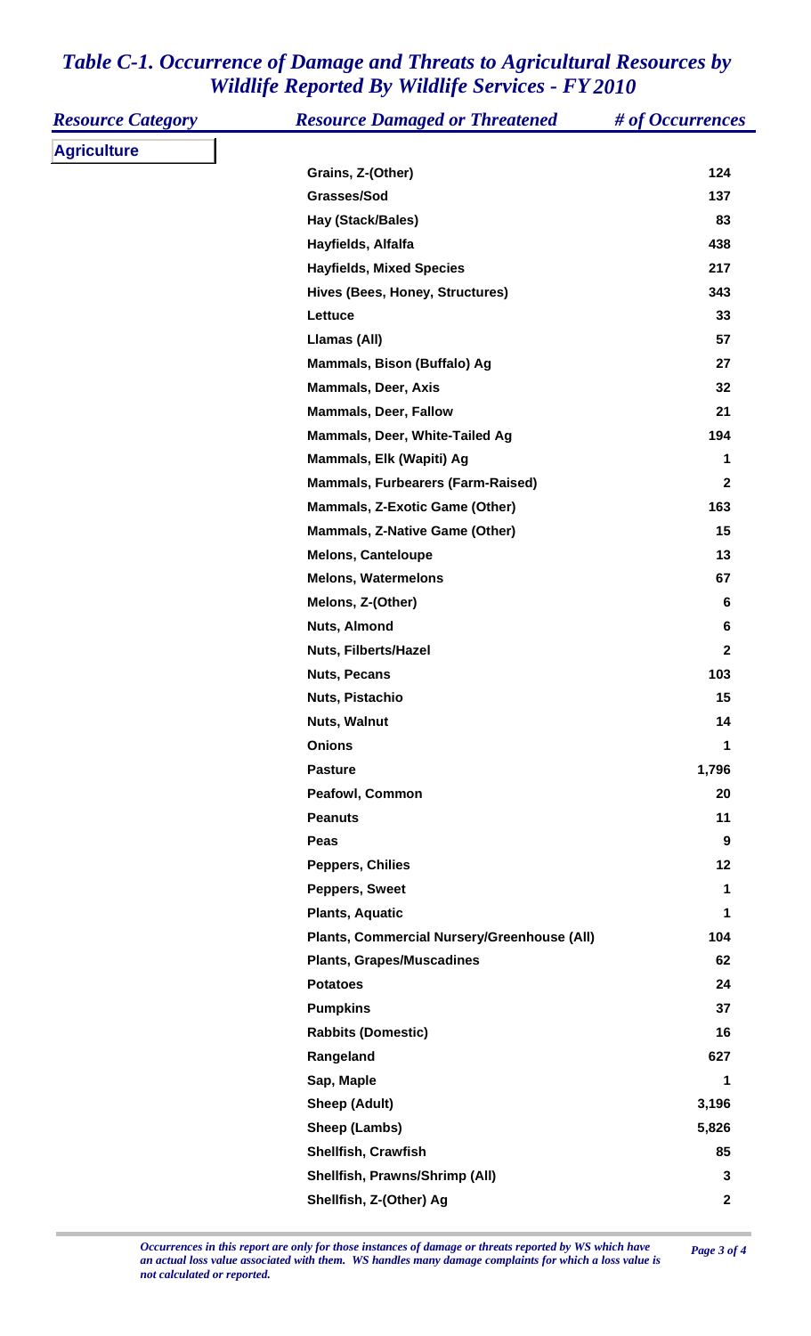# *Table C-1. Occurrence of Damage and Threats to Agricultural Resources by Wildlife Reported By Wildlife Services - FY 2010*

| *Resource Category* | *Resource Damaged or Threatened* | *# of Occurrences* |
|---|---|---|
| **Agriculture** | | |
| | **Grains, Z-(Other)** | **124** |
| | **Grasses/Sod** | **137** |
| | **Hay (Stack/Bales)** | **83** |
| | **Hayfields, Alfalfa** | **438** |
| | **Hayfields, Mixed Species** | **217** |
| | **Hives (Bees, Honey, Structures)** | **343** |
| | **Lettuce** | **33** |
| | **Llamas (All)** | **57** |
| | **Mammals, Bison (Buffalo) Ag** | **27** |
| | **Mammals, Deer, Axis** | **32** |
| | **Mammals, Deer, Fallow** | **21** |
| | **Mammals, Deer, White-Tailed Ag** | **194** |
| | **Mammals, Elk (Wapiti) Ag** | **1** |
| | **Mammals, Furbearers (Farm-Raised)** | **2** |
| | **Mammals, Z-Exotic Game (Other)** | **163** |
| | **Mammals, Z-Native Game (Other)** | **15** |
| | **Melons, Canteloupe** | **13** |
| | **Melons, Watermelons** | **67** |
| | **Melons, Z-(Other)** | **6** |
| | **Nuts, Almond** | **6** |
| | **Nuts, Filberts/Hazel** | **2** |
| | **Nuts, Pecans** | **103** |
| | **Nuts, Pistachio** | **15** |
| | **Nuts, Walnut** | **14** |
| | **Onions** | **1** |
| | **Pasture** | **1,796** |
| | **Peafowl, Common** | **20** |
| | **Peanuts** | **11** |
| | **Peas** | **9** |
| | **Peppers, Chilies** | **12** |
| | **Peppers, Sweet** | **1** |
| | **Plants, Aquatic** | **1** |
| | **Plants, Commercial Nursery/Greenhouse (All)** | **104** |
| | **Plants, Grapes/Muscadines** | **62** |
| | **Potatoes** | **24** |
| | **Pumpkins** | **37** |
| | **Rabbits (Domestic)** | **16** |
| | **Rangeland** | **627** |
| | **Sap, Maple** | **1** |
| | **Sheep (Adult)** | **3,196** |
| | **Sheep (Lambs)** | **5,826** |
| | **Shellfish, Crawfish** | **85** |
| | **Shellfish, Prawns/Shrimp (All)** | **3** |
| | **Shellfish, Z-(Other) Ag** | **2** |

*Occurrences in this report are only for those instances of damage or threats reported by WS which have an actual loss value associated with them. WS handles many damage complaints for which a loss value is not calculated or reported.*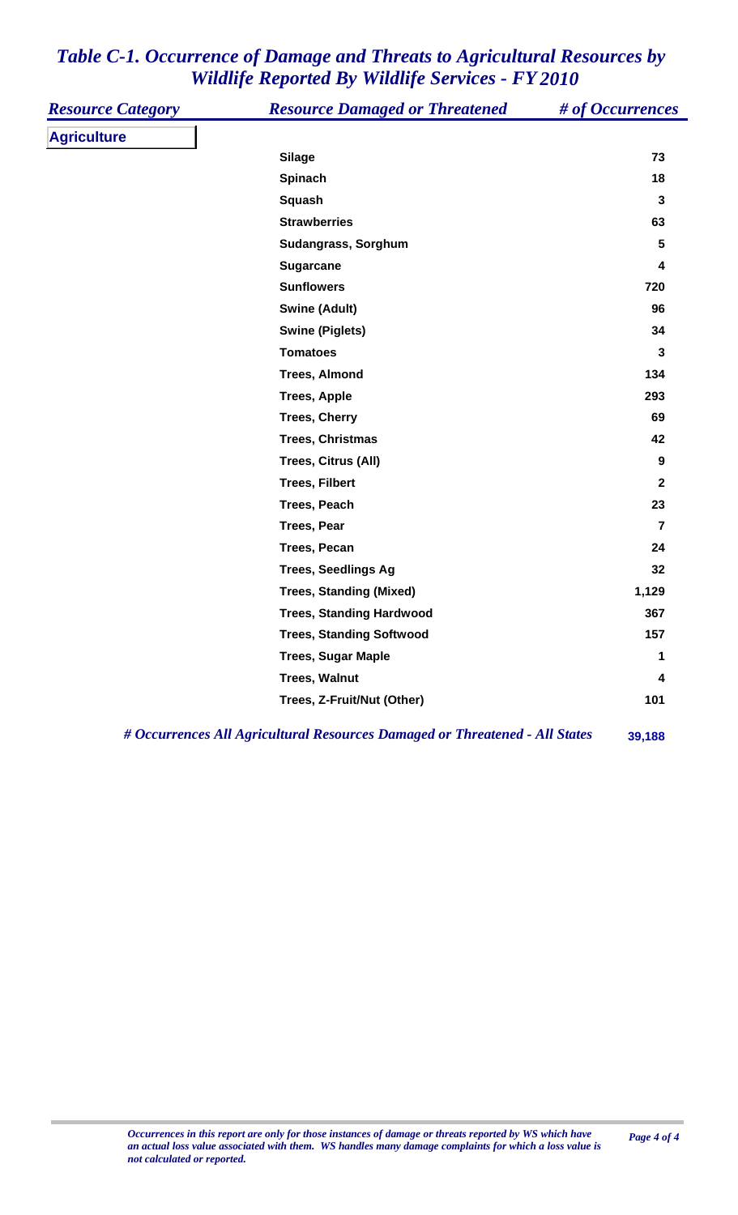## *Table C-1. Occurrence of Damage and Threats to Agricultural Resources by Wildlife Reported By Wildlife Services - FY 2010*

| *Resource Category* | *Resource Damaged or Threatened* | *# of Occurrences* |
|---|---|---|
| **Agriculture** | | |
| | **Silage** | **73** |
| | **Spinach** | **18** |
| | **Squash** | **3** |
| | **Strawberries** | **63** |
| | **Sudangrass, Sorghum** | **5** |
| | **Sugarcane** | **4** |
| | **Sunflowers** | **720** |
| | **Swine (Adult)** | **96** |
| | **Swine (Piglets)** | **34** |
| | **Tomatoes** | **3** |
| | **Trees, Almond** | **134** |
| | **Trees, Apple** | **293** |
| | **Trees, Cherry** | **69** |
| | **Trees, Christmas** | **42** |
| | **Trees, Citrus (All)** | **9** |
| | **Trees, Filbert** | **2** |
| | **Trees, Peach** | **23** |
| | **Trees, Pear** | **7** |
| | **Trees, Pecan** | **24** |
| | **Trees, Seedlings Ag** | **32** |
| | **Trees, Standing (Mixed)** | **1,129** |
| | **Trees, Standing Hardwood** | **367** |
| | **Trees, Standing Softwood** | **157** |
| | **Trees, Sugar Maple** | **1** |
| | **Trees, Walnut** | **4** |
| | **Trees, Z-Fruit/Nut (Other)** | **101** |

***# Occurrences All Agricultural Resources Damaged or Threatened - All States*** **39,188**

*Occurrences in this report are only for those instances of damage or threats reported by WS which have an actual loss value associated with them. WS handles many damage complaints for which a loss value is not calculated or reported.*